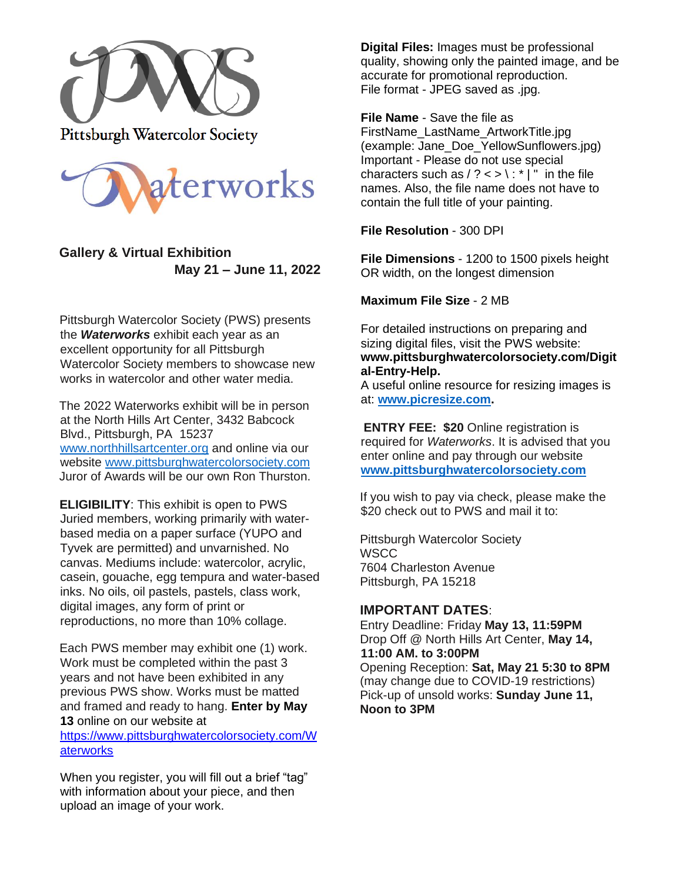# Pittsburgh Watercolor Society

# Waterworks

## Gallery & Virtual Exhibition

**May 21 – June 11, 2022**

Pittsburgh Watercolor Society (PWS) presents the ***Waterworks*** exhibit each year as an excellent opportunity for all Pittsburgh Watercolor Society members to showcase new works in watercolor and other water media.

The 2022 Waterworks exhibit will be in person at the North Hills Art Center, 3432 Babcock Blvd., Pittsburgh, PA 15237 www.northhillsartcenter.org and online via our website www.pittsburghwatercolorsociety.com Juror of Awards will be our own Ron Thurston.

**ELIGIBILITY**: This exhibit is open to PWS Juried members, working primarily with water-based media on a paper surface (YUPO and Tyvek are permitted) and unvarnished. No canvas. Mediums include: watercolor, acrylic, casein, gouache, egg tempura and water-based inks. No oils, oil pastels, pastels, class work, digital images, any form of print or reproductions, no more than 10% collage.

Each PWS member may exhibit one (1) work. Work must be completed within the past 3 years and not have been exhibited in any previous PWS show. Works must be matted and framed and ready to hang. **Enter by May 13** online on our website at https://www.pittsburghwatercolorsociety.com/Waterworks

When you register, you will fill out a brief "tag" with information about your piece, and then upload an image of your work.

**Digital Files:** Images must be professional quality, showing only the painted image, and be accurate for promotional reproduction.
File format - JPEG saved as .jpg.

**File Name** - Save the file as FirstName_LastName_ArtworkTitle.jpg (example: Jane_Doe_YellowSunflowers.jpg)
Important - Please do not use special characters such as / ? < > \ : * | " in the file names. Also, the file name does not have to contain the full title of your painting.

**File Resolution** - 300 DPI

**File Dimensions** - 1200 to 1500 pixels height OR width, on the longest dimension

**Maximum File Size** - 2 MB

For detailed instructions on preparing and sizing digital files, visit the PWS website: **www.pittsburghwatercolorsociety.com/Digital-Entry-Help.**
A useful online resource for resizing images is at: **www.picresize.com.**

**ENTRY FEE: $20** Online registration is required for *Waterworks*. It is advised that you enter online and pay through our website **www.pittsburghwatercolorsociety.com**

If you wish to pay via check, please make the $20 check out to PWS and mail it to:

Pittsburgh Watercolor Society
WSCC
7604 Charleston Avenue
Pittsburgh, PA 15218

**IMPORTANT DATES**:
Entry Deadline: Friday **May 13, 11:59PM**
Drop Off @ North Hills Art Center, **May 14, 11:00 AM. to 3:00PM**
Opening Reception: **Sat, May 21 5:30 to 8PM** (may change due to COVID-19 restrictions)
Pick-up of unsold works: **Sunday June 11, Noon to 3PM**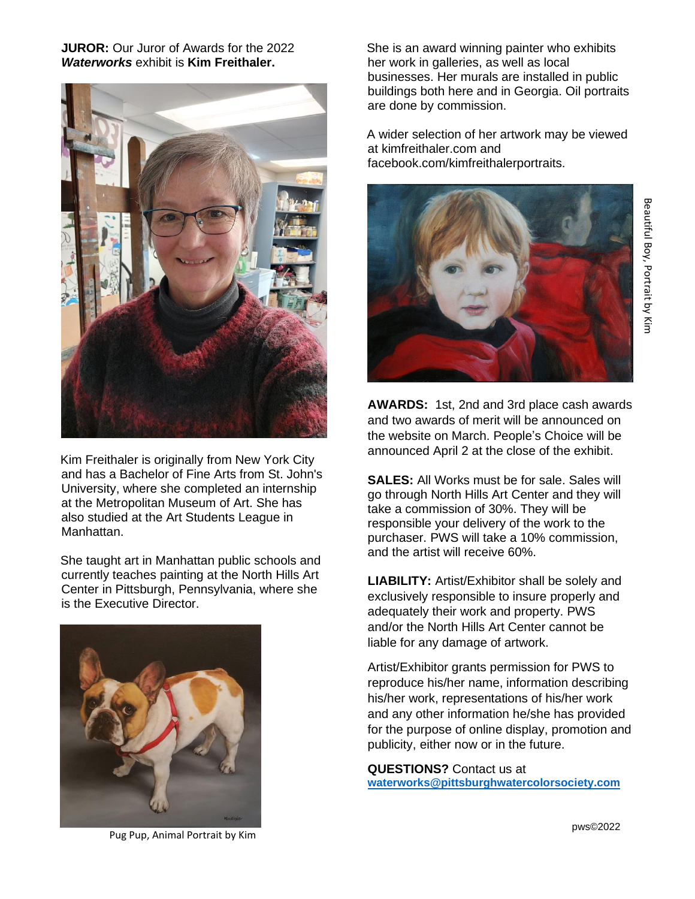**JUROR:** Our Juror of Awards for the 2022 ***Waterworks*** exhibit is **Kim Freithaler.**

Kim Freithaler is originally from New York City and has a Bachelor of Fine Arts from St. John's University, where she completed an internship at the Metropolitan Museum of Art. She has also studied at the Art Students League in Manhattan.

She taught art in Manhattan public schools and currently teaches painting at the North Hills Art Center in Pittsburgh, Pennsylvania, where she is the Executive Director.

Pug Pup, Animal Portrait by Kim

She is an award winning painter who exhibits her work in galleries, as well as local businesses. Her murals are installed in public buildings both here and in Georgia. Oil portraits are done by commission.

A wider selection of her artwork may be viewed at kimfreithaler.com and facebook.com/kimfreithalerportraits.

Beautiful Boy, Portrait by Kim

**AWARDS:** 1st, 2nd and 3rd place cash awards and two awards of merit will be announced on the website on March. People's Choice will be announced April 2 at the close of the exhibit.

**SALES:** All Works must be for sale. Sales will go through North Hills Art Center and they will take a commission of 30%. They will be responsible your delivery of the work to the purchaser. PWS will take a 10% commission, and the artist will receive 60%.

**LIABILITY:** Artist/Exhibitor shall be solely and exclusively responsible to insure properly and adequately their work and property. PWS and/or the North Hills Art Center cannot be liable for any damage of artwork.

Artist/Exhibitor grants permission for PWS to reproduce his/her name, information describing his/her work, representations of his/her work and any other information he/she has provided for the purpose of online display, promotion and publicity, either now or in the future.

**QUESTIONS?** Contact us at **waterworks@pittsburghwatercolorsociety.com**

pws©2022